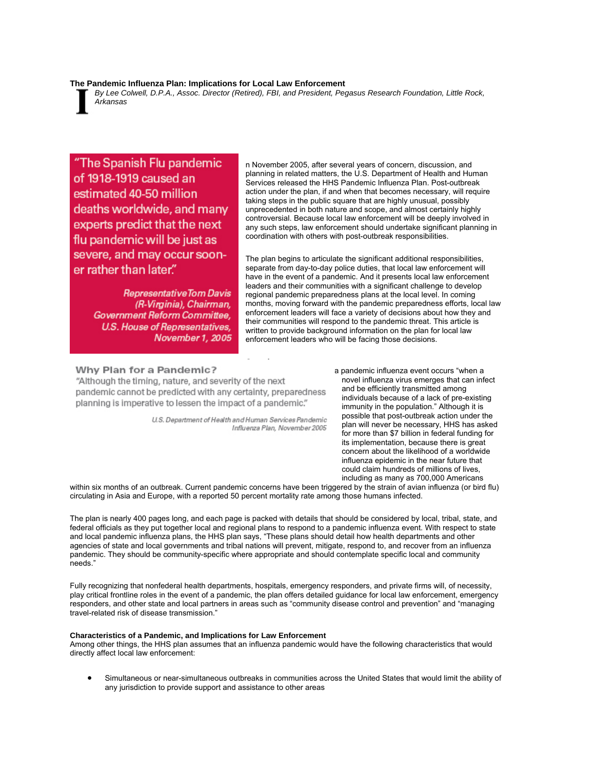**The Pandemic Influenza Plan: Implications for Local Law Enforcement**

*By Lee Colwell, D.P.A., Assoc. Director (Retired), FBI, and President, Pegasus Research Foundation, Little Rock, Arkansas*

> "The Spanish Flu pandemic of 1918-1919 caused an estimated 40-50 million deaths worldwide, and many experts predict that the next flu pandemic will be just as severe, and may occur sooner rather than later."
>
> *Representative Tom Davis (R-Virginia), Chairman, Government Reform Committee, U.S. House of Representatives, November 1, 2005*

In November 2005, after several years of concern, discussion, and planning in related matters, the U.S. Department of Health and Human Services released the HHS Pandemic Influenza Plan. Post-outbreak action under the plan, if and when that becomes necessary, will require taking steps in the public square that are highly unusual, possibly unprecedented in both nature and scope, and almost certainly highly controversial. Because local law enforcement will be deeply involved in any such steps, law enforcement should undertake significant planning in coordination with others with post-outbreak responsibilities.

The plan begins to articulate the significant additional responsibilities, separate from day-to-day police duties, that local law enforcement will have in the event of a pandemic. And it presents local law enforcement leaders and their communities with a significant challenge to develop regional pandemic preparedness plans at the local level. In coming months, moving forward with the pandemic preparedness efforts, local law enforcement leaders will face a variety of decisions about how they and their communities will respond to the pandemic threat. This article is written to provide background information on the plan for local law enforcement leaders who will be facing those decisions.

> **Why Plan for a Pandemic?**
>
> "Although the timing, nature, and severity of the next pandemic cannot be predicted with any certainty, preparedness planning is imperative to lessen the impact of a pandemic."
>
> *U.S. Department of Health and Human Services Pandemic Influenza Plan, November 2005*

a pandemic influenza event occurs "when a novel influenza virus emerges that can infect and be efficiently transmitted among individuals because of a lack of pre-existing immunity in the population." Although it is possible that post-outbreak action under the plan will never be necessary, HHS has asked for more than $7 billion in federal funding for its implementation, because there is great concern about the likelihood of a worldwide influenza epidemic in the near future that could claim hundreds of millions of lives, including as many as 700,000 Americans within six months of an outbreak. Current pandemic concerns have been triggered by the strain of avian influenza (or bird flu) circulating in Asia and Europe, with a reported 50 percent mortality rate among those humans infected.

The plan is nearly 400 pages long, and each page is packed with details that should be considered by local, tribal, state, and federal officials as they put together local and regional plans to respond to a pandemic influenza event. With respect to state and local pandemic influenza plans, the HHS plan says, "These plans should detail how health departments and other agencies of state and local governments and tribal nations will prevent, mitigate, respond to, and recover from an influenza pandemic. They should be community-specific where appropriate and should contemplate specific local and community needs."

Fully recognizing that nonfederal health departments, hospitals, emergency responders, and private firms will, of necessity, play critical frontline roles in the event of a pandemic, the plan offers detailed guidance for local law enforcement, emergency responders, and other state and local partners in areas such as "community disease control and prevention" and "managing travel-related risk of disease transmission."

**Characteristics of a Pandemic, and Implications for Law Enforcement**

Among other things, the HHS plan assumes that an influenza pandemic would have the following characteristics that would directly affect local law enforcement:

- Simultaneous or near-simultaneous outbreaks in communities across the United States that would limit the ability of any jurisdiction to provide support and assistance to other areas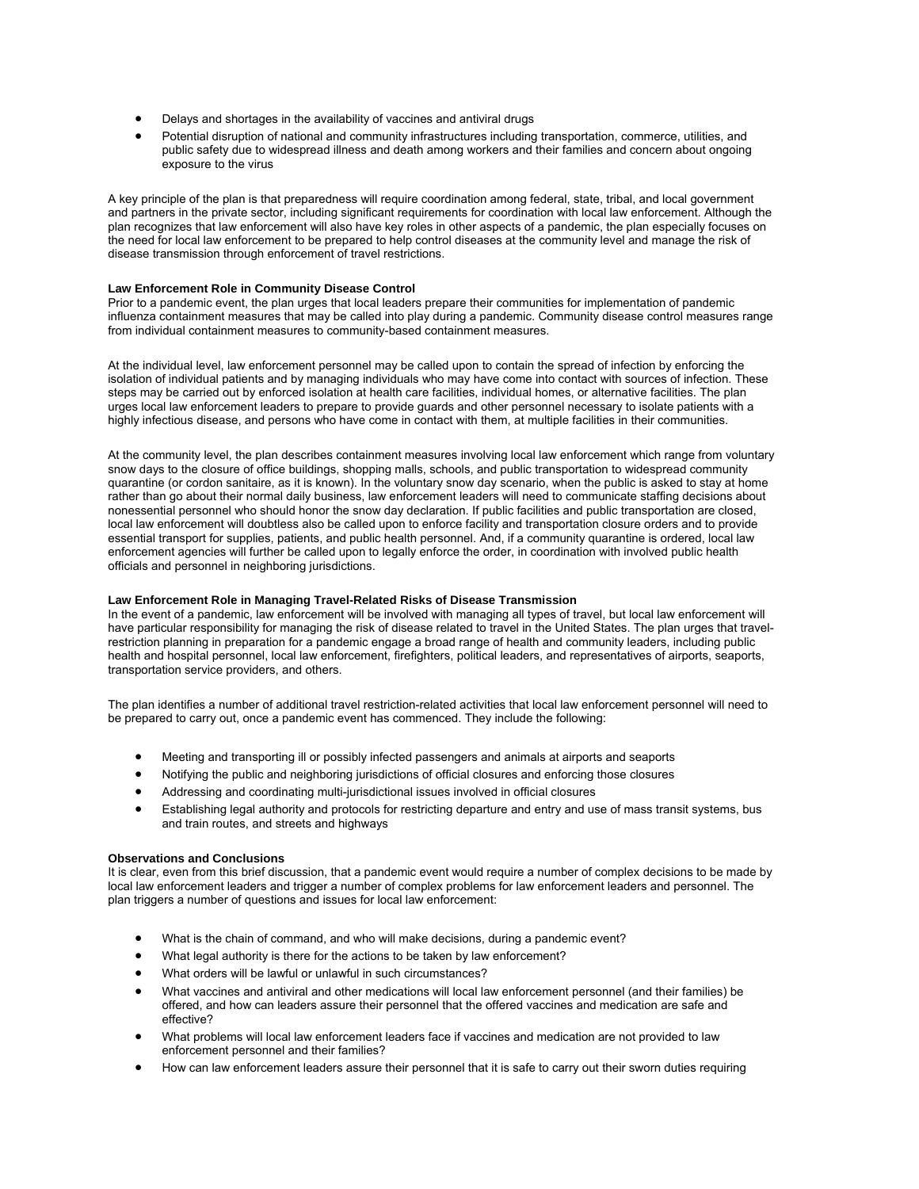- Delays and shortages in the availability of vaccines and antiviral drugs
- Potential disruption of national and community infrastructures including transportation, commerce, utilities, and public safety due to widespread illness and death among workers and their families and concern about ongoing exposure to the virus

A key principle of the plan is that preparedness will require coordination among federal, state, tribal, and local government and partners in the private sector, including significant requirements for coordination with local law enforcement. Although the plan recognizes that law enforcement will also have key roles in other aspects of a pandemic, the plan especially focuses on the need for local law enforcement to be prepared to help control diseases at the community level and manage the risk of disease transmission through enforcement of travel restrictions.

**Law Enforcement Role in Community Disease Control**

Prior to a pandemic event, the plan urges that local leaders prepare their communities for implementation of pandemic influenza containment measures that may be called into play during a pandemic. Community disease control measures range from individual containment measures to community-based containment measures.

At the individual level, law enforcement personnel may be called upon to contain the spread of infection by enforcing the isolation of individual patients and by managing individuals who may have come into contact with sources of infection. These steps may be carried out by enforced isolation at health care facilities, individual homes, or alternative facilities. The plan urges local law enforcement leaders to prepare to provide guards and other personnel necessary to isolate patients with a highly infectious disease, and persons who have come in contact with them, at multiple facilities in their communities.

At the community level, the plan describes containment measures involving local law enforcement which range from voluntary snow days to the closure of office buildings, shopping malls, schools, and public transportation to widespread community quarantine (or cordon sanitaire, as it is known). In the voluntary snow day scenario, when the public is asked to stay at home rather than go about their normal daily business, law enforcement leaders will need to communicate staffing decisions about nonessential personnel who should honor the snow day declaration. If public facilities and public transportation are closed, local law enforcement will doubtless also be called upon to enforce facility and transportation closure orders and to provide essential transport for supplies, patients, and public health personnel. And, if a community quarantine is ordered, local law enforcement agencies will further be called upon to legally enforce the order, in coordination with involved public health officials and personnel in neighboring jurisdictions.

**Law Enforcement Role in Managing Travel-Related Risks of Disease Transmission**

In the event of a pandemic, law enforcement will be involved with managing all types of travel, but local law enforcement will have particular responsibility for managing the risk of disease related to travel in the United States. The plan urges that travel-restriction planning in preparation for a pandemic engage a broad range of health and community leaders, including public health and hospital personnel, local law enforcement, firefighters, political leaders, and representatives of airports, seaports, transportation service providers, and others.

The plan identifies a number of additional travel restriction-related activities that local law enforcement personnel will need to be prepared to carry out, once a pandemic event has commenced. They include the following:

- Meeting and transporting ill or possibly infected passengers and animals at airports and seaports
- Notifying the public and neighboring jurisdictions of official closures and enforcing those closures
- Addressing and coordinating multi-jurisdictional issues involved in official closures
- Establishing legal authority and protocols for restricting departure and entry and use of mass transit systems, bus and train routes, and streets and highways

**Observations and Conclusions**

It is clear, even from this brief discussion, that a pandemic event would require a number of complex decisions to be made by local law enforcement leaders and trigger a number of complex problems for law enforcement leaders and personnel. The plan triggers a number of questions and issues for local law enforcement:

- What is the chain of command, and who will make decisions, during a pandemic event?
- What legal authority is there for the actions to be taken by law enforcement?
- What orders will be lawful or unlawful in such circumstances?
- What vaccines and antiviral and other medications will local law enforcement personnel (and their families) be offered, and how can leaders assure their personnel that the offered vaccines and medication are safe and effective?
- What problems will local law enforcement leaders face if vaccines and medication are not provided to law enforcement personnel and their families?
- How can law enforcement leaders assure their personnel that it is safe to carry out their sworn duties requiring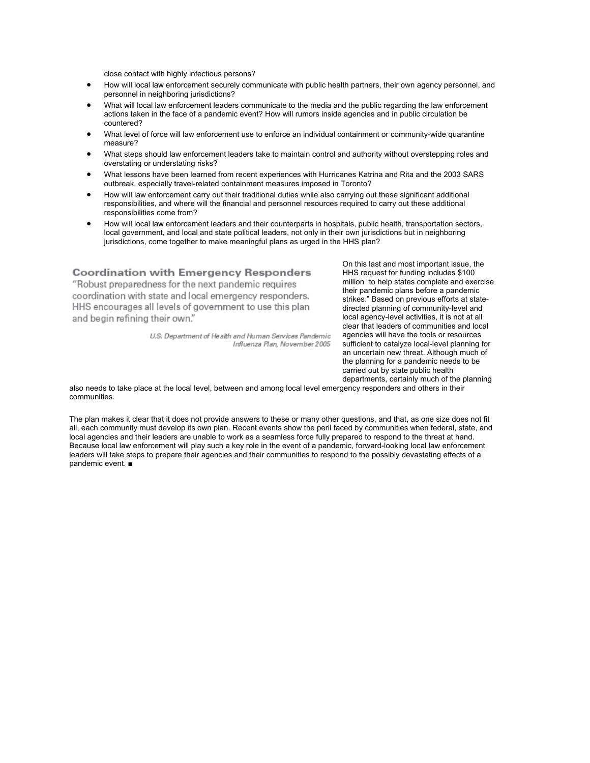close contact with highly infectious persons?

- How will local law enforcement securely communicate with public health partners, their own agency personnel, and personnel in neighboring jurisdictions?
- What will local law enforcement leaders communicate to the media and the public regarding the law enforcement actions taken in the face of a pandemic event? How will rumors inside agencies and in public circulation be countered?
- What level of force will law enforcement use to enforce an individual containment or community-wide quarantine measure?
- What steps should law enforcement leaders take to maintain control and authority without overstepping roles and overstating or understating risks?
- What lessons have been learned from recent experiences with Hurricanes Katrina and Rita and the 2003 SARS outbreak, especially travel-related containment measures imposed in Toronto?
- How will law enforcement carry out their traditional duties while also carrying out these significant additional responsibilities, and where will the financial and personnel resources required to carry out these additional responsibilities come from?
- How will local law enforcement leaders and their counterparts in hospitals, public health, transportation sectors, local government, and local and state political leaders, not only in their own jurisdictions but in neighboring jurisdictions, come together to make meaningful plans as urged in the HHS plan?

> **Coordination with Emergency Responders**
>
> "Robust preparedness for the next pandemic requires coordination with state and local emergency responders. HHS encourages all levels of government to use this plan and begin refining their own."
>
> *U.S. Department of Health and Human Services Pandemic Influenza Plan, November 2005*

On this last and most important issue, the HHS request for funding includes $100 million "to help states complete and exercise their pandemic plans before a pandemic strikes." Based on previous efforts at state-directed planning of community-level and local agency-level activities, it is not at all clear that leaders of communities and local agencies will have the tools or resources sufficient to catalyze local-level planning for an uncertain new threat. Although much of the planning for a pandemic needs to be carried out by state public health departments, certainly much of the planning also needs to take place at the local level, between and among local level emergency responders and others in their communities.

The plan makes it clear that it does not provide answers to these or many other questions, and that, as one size does not fit all, each community must develop its own plan. Recent events show the peril faced by communities when federal, state, and local agencies and their leaders are unable to work as a seamless force fully prepared to respond to the threat at hand. Because local law enforcement will play such a key role in the event of a pandemic, forward-looking local law enforcement leaders will take steps to prepare their agencies and their communities to respond to the possibly devastating effects of a pandemic event. ■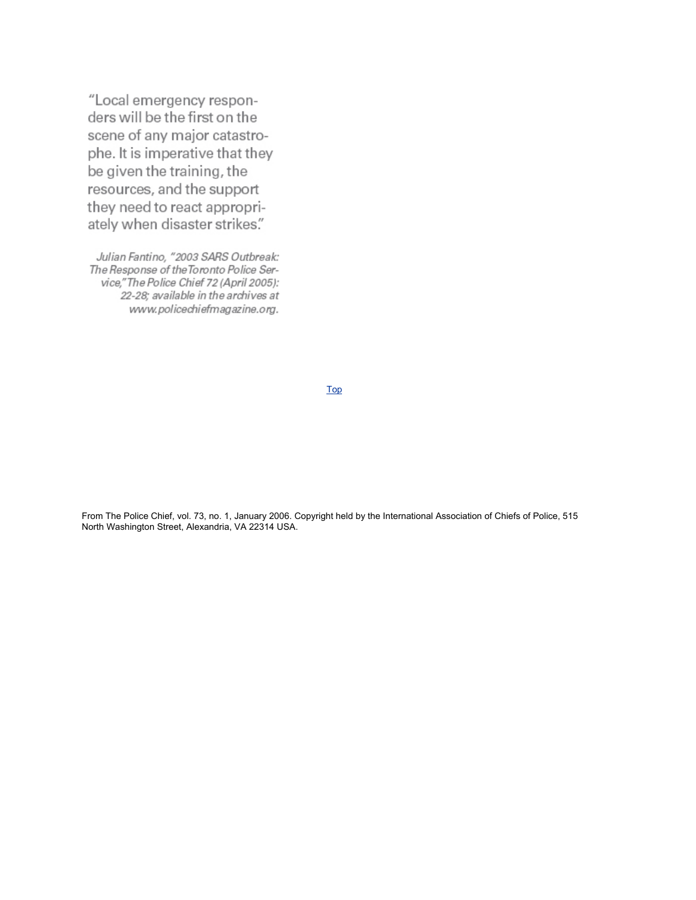"Local emergency responders will be the first on the scene of any major catastrophe. It is imperative that they be given the training, the resources, and the support they need to react appropriately when disaster strikes."

*Julian Fantino, "2003 SARS Outbreak: The Response of the Toronto Police Service," The Police Chief 72 (April 2005): 22-28; available in the archives at www.policechiefmagazine.org.*

Top

From The Police Chief, vol. 73, no. 1, January 2006. Copyright held by the International Association of Chiefs of Police, 515 North Washington Street, Alexandria, VA 22314 USA.